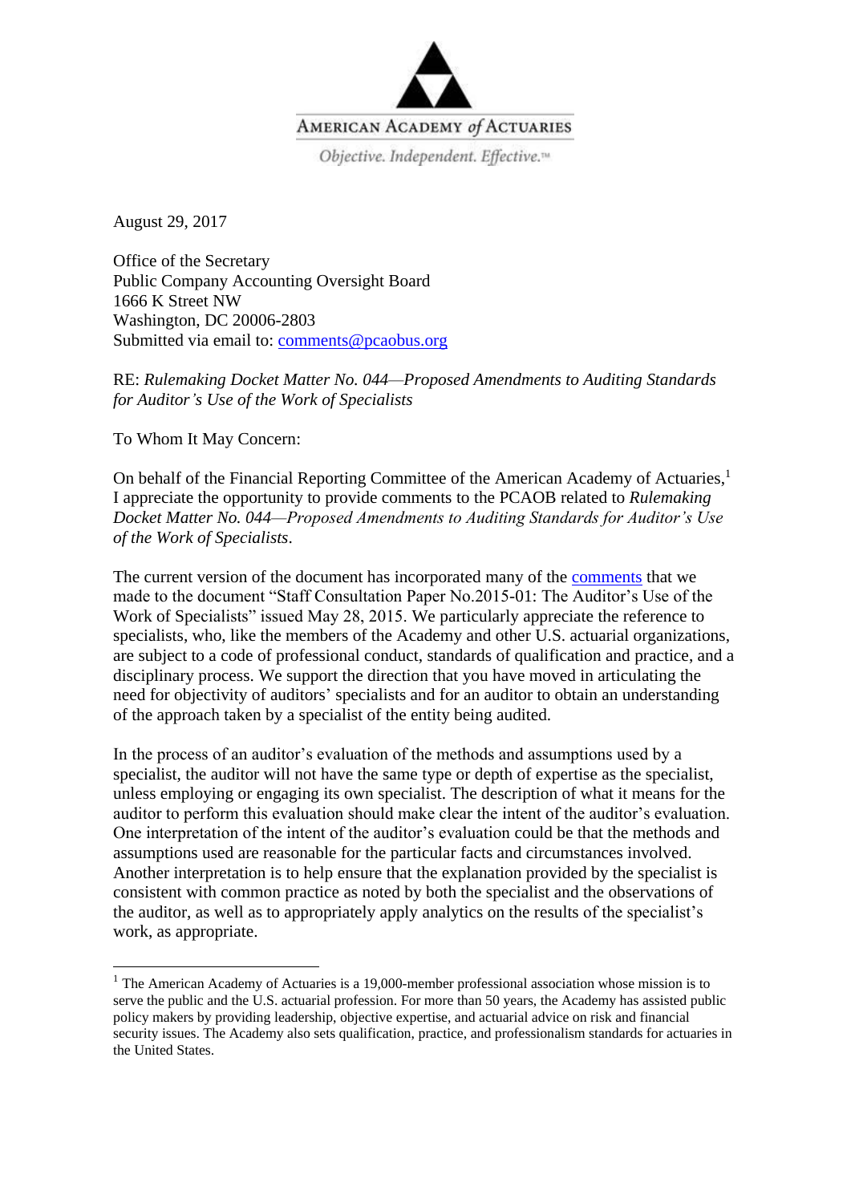AMERICAN ACADEMY *of* ACTUARIES

*Objective. Independent. Effective.*™

August 29, 2017

Office of the Secretary
Public Company Accounting Oversight Board
1666 K Street NW
Washington, DC 20006-2803
Submitted via email to: comments@pcaobus.org

RE: *Rulemaking Docket Matter No. 044—Proposed Amendments to Auditing Standards for Auditor's Use of the Work of Specialists*

To Whom It May Concern:

On behalf of the Financial Reporting Committee of the American Academy of Actuaries,[1] I appreciate the opportunity to provide comments to the PCAOB related to *Rulemaking Docket Matter No. 044—Proposed Amendments to Auditing Standards for Auditor's Use of the Work of Specialists*.

The current version of the document has incorporated many of the comments that we made to the document "Staff Consultation Paper No.2015-01: The Auditor's Use of the Work of Specialists" issued May 28, 2015. We particularly appreciate the reference to specialists, who, like the members of the Academy and other U.S. actuarial organizations, are subject to a code of professional conduct, standards of qualification and practice, and a disciplinary process. We support the direction that you have moved in articulating the need for objectivity of auditors' specialists and for an auditor to obtain an understanding of the approach taken by a specialist of the entity being audited.

In the process of an auditor's evaluation of the methods and assumptions used by a specialist, the auditor will not have the same type or depth of expertise as the specialist, unless employing or engaging its own specialist. The description of what it means for the auditor to perform this evaluation should make clear the intent of the auditor's evaluation. One interpretation of the intent of the auditor's evaluation could be that the methods and assumptions used are reasonable for the particular facts and circumstances involved. Another interpretation is to help ensure that the explanation provided by the specialist is consistent with common practice as noted by both the specialist and the observations of the auditor, as well as to appropriately apply analytics on the results of the specialist's work, as appropriate.

[1] The American Academy of Actuaries is a 19,000-member professional association whose mission is to serve the public and the U.S. actuarial profession. For more than 50 years, the Academy has assisted public policy makers by providing leadership, objective expertise, and actuarial advice on risk and financial security issues. The Academy also sets qualification, practice, and professionalism standards for actuaries in the United States.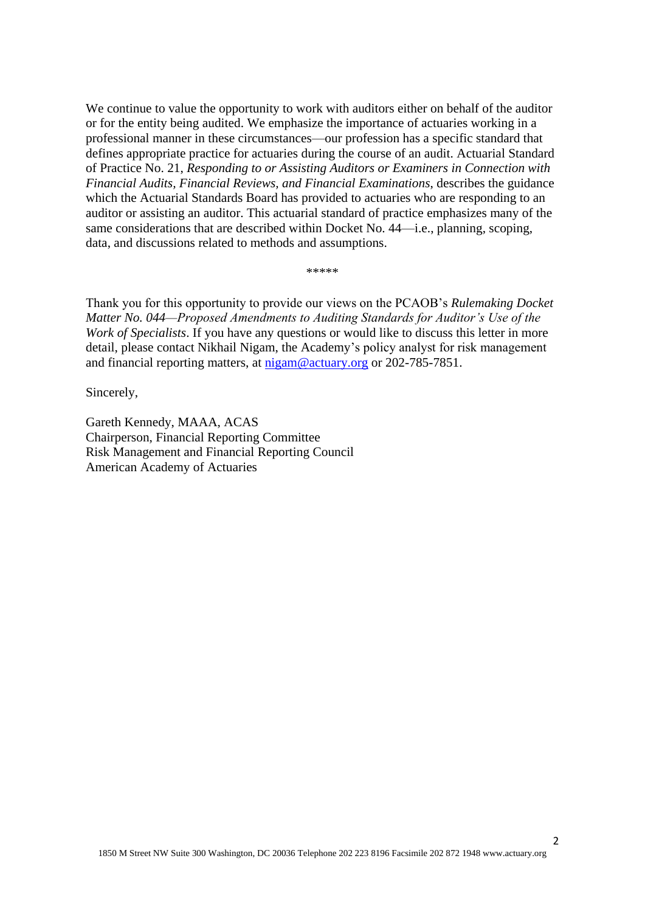We continue to value the opportunity to work with auditors either on behalf of the auditor or for the entity being audited. We emphasize the importance of actuaries working in a professional manner in these circumstances—our profession has a specific standard that defines appropriate practice for actuaries during the course of an audit. Actuarial Standard of Practice No. 21, *Responding to or Assisting Auditors or Examiners in Connection with Financial Audits, Financial Reviews, and Financial Examinations*, describes the guidance which the Actuarial Standards Board has provided to actuaries who are responding to an auditor or assisting an auditor. This actuarial standard of practice emphasizes many of the same considerations that are described within Docket No. 44—i.e., planning, scoping, data, and discussions related to methods and assumptions.

*****

Thank you for this opportunity to provide our views on the PCAOB's *Rulemaking Docket Matter No. 044—Proposed Amendments to Auditing Standards for Auditor's Use of the Work of Specialists*. If you have any questions or would like to discuss this letter in more detail, please contact Nikhail Nigam, the Academy's policy analyst for risk management and financial reporting matters, at nigam@actuary.org or 202-785-7851.

Sincerely,

Gareth Kennedy, MAAA, ACAS
Chairperson, Financial Reporting Committee
Risk Management and Financial Reporting Council
American Academy of Actuaries

1850 M Street NW Suite 300 Washington, DC 20036 Telephone 202 223 8196 Facsimile 202 872 1948 www.actuary.org